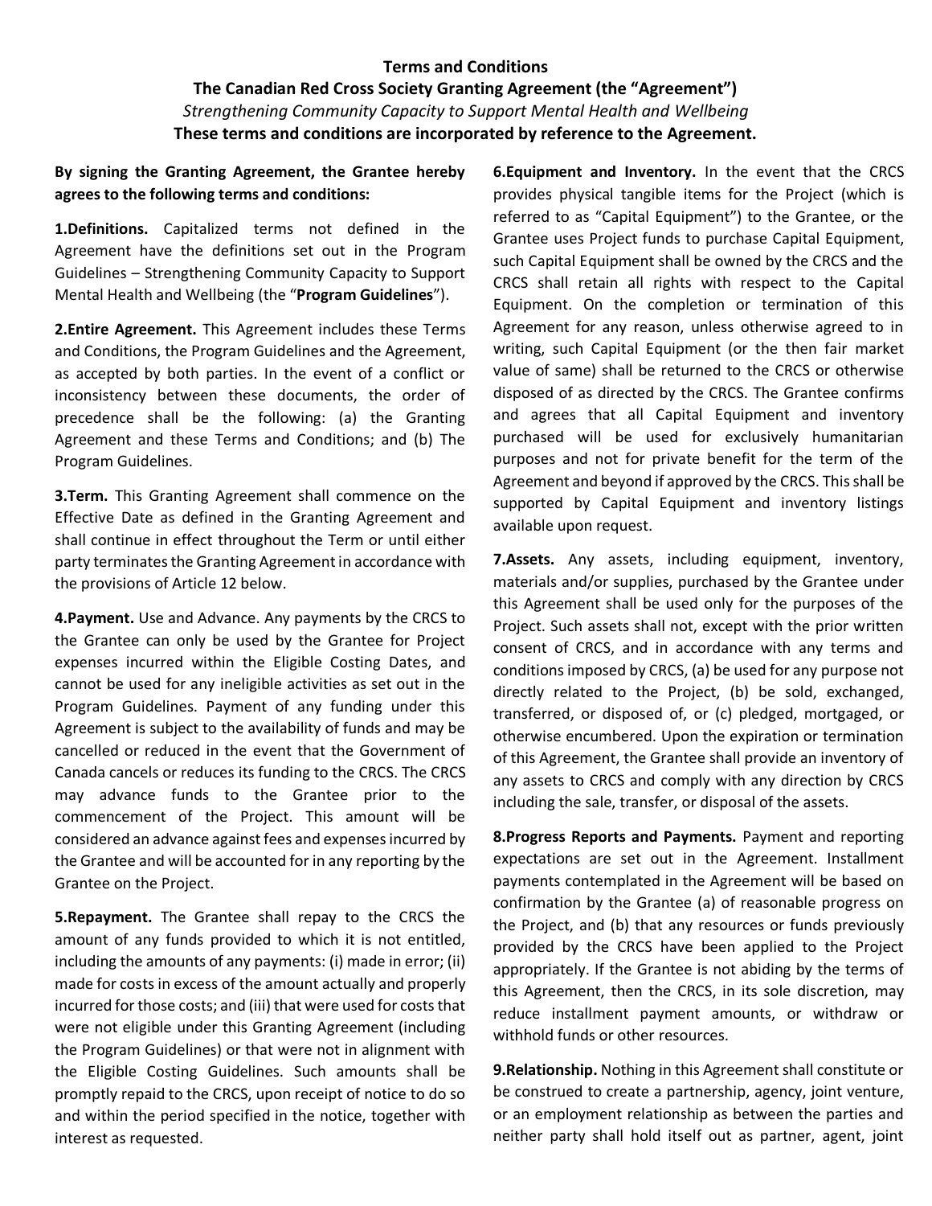**Terms and Conditions**

**The Canadian Red Cross Society Granting Agreement (the "Agreement")**

*Strengthening Community Capacity to Support Mental Health and Wellbeing*

**These terms and conditions are incorporated by reference to the Agreement.**

**By signing the Granting Agreement, the Grantee hereby agrees to the following terms and conditions:**

**1.Definitions.** Capitalized terms not defined in the Agreement have the definitions set out in the Program Guidelines – Strengthening Community Capacity to Support Mental Health and Wellbeing (the "**Program Guidelines**").

**2.Entire Agreement.** This Agreement includes these Terms and Conditions, the Program Guidelines and the Agreement, as accepted by both parties. In the event of a conflict or inconsistency between these documents, the order of precedence shall be the following: (a) the Granting Agreement and these Terms and Conditions; and (b) The Program Guidelines.

**3.Term.** This Granting Agreement shall commence on the Effective Date as defined in the Granting Agreement and shall continue in effect throughout the Term or until either party terminates the Granting Agreement in accordance with the provisions of Article 12 below.

**4.Payment.** Use and Advance. Any payments by the CRCS to the Grantee can only be used by the Grantee for Project expenses incurred within the Eligible Costing Dates, and cannot be used for any ineligible activities as set out in the Program Guidelines. Payment of any funding under this Agreement is subject to the availability of funds and may be cancelled or reduced in the event that the Government of Canada cancels or reduces its funding to the CRCS. The CRCS may advance funds to the Grantee prior to the commencement of the Project. This amount will be considered an advance against fees and expenses incurred by the Grantee and will be accounted for in any reporting by the Grantee on the Project.

**5.Repayment.** The Grantee shall repay to the CRCS the amount of any funds provided to which it is not entitled, including the amounts of any payments: (i) made in error; (ii) made for costs in excess of the amount actually and properly incurred for those costs; and (iii) that were used for costs that were not eligible under this Granting Agreement (including the Program Guidelines) or that were not in alignment with the Eligible Costing Guidelines. Such amounts shall be promptly repaid to the CRCS, upon receipt of notice to do so and within the period specified in the notice, together with interest as requested.

**6.Equipment and Inventory.** In the event that the CRCS provides physical tangible items for the Project (which is referred to as "Capital Equipment") to the Grantee, or the Grantee uses Project funds to purchase Capital Equipment, such Capital Equipment shall be owned by the CRCS and the CRCS shall retain all rights with respect to the Capital Equipment. On the completion or termination of this Agreement for any reason, unless otherwise agreed to in writing, such Capital Equipment (or the then fair market value of same) shall be returned to the CRCS or otherwise disposed of as directed by the CRCS. The Grantee confirms and agrees that all Capital Equipment and inventory purchased will be used for exclusively humanitarian purposes and not for private benefit for the term of the Agreement and beyond if approved by the CRCS. This shall be supported by Capital Equipment and inventory listings available upon request.

**7.Assets.** Any assets, including equipment, inventory, materials and/or supplies, purchased by the Grantee under this Agreement shall be used only for the purposes of the Project. Such assets shall not, except with the prior written consent of CRCS, and in accordance with any terms and conditions imposed by CRCS, (a) be used for any purpose not directly related to the Project, (b) be sold, exchanged, transferred, or disposed of, or (c) pledged, mortgaged, or otherwise encumbered. Upon the expiration or termination of this Agreement, the Grantee shall provide an inventory of any assets to CRCS and comply with any direction by CRCS including the sale, transfer, or disposal of the assets.

**8.Progress Reports and Payments.** Payment and reporting expectations are set out in the Agreement. Installment payments contemplated in the Agreement will be based on confirmation by the Grantee (a) of reasonable progress on the Project, and (b) that any resources or funds previously provided by the CRCS have been applied to the Project appropriately. If the Grantee is not abiding by the terms of this Agreement, then the CRCS, in its sole discretion, may reduce installment payment amounts, or withdraw or withhold funds or other resources.

**9.Relationship.** Nothing in this Agreement shall constitute or be construed to create a partnership, agency, joint venture, or an employment relationship as between the parties and neither party shall hold itself out as partner, agent, joint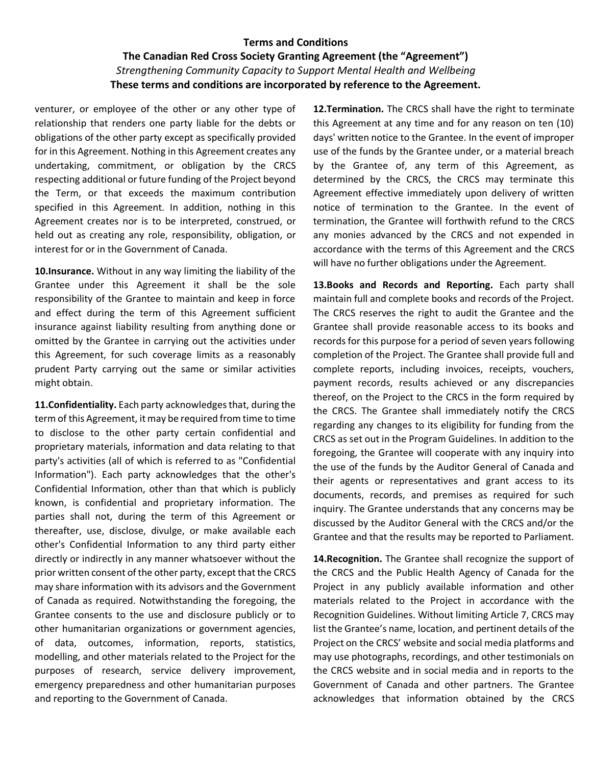**Terms and Conditions**

**The Canadian Red Cross Society Granting Agreement (the "Agreement")**

*Strengthening Community Capacity to Support Mental Health and Wellbeing*

**These terms and conditions are incorporated by reference to the Agreement.**

venturer, or employee of the other or any other type of relationship that renders one party liable for the debts or obligations of the other party except as specifically provided for in this Agreement. Nothing in this Agreement creates any undertaking, commitment, or obligation by the CRCS respecting additional or future funding of the Project beyond the Term, or that exceeds the maximum contribution specified in this Agreement. In addition, nothing in this Agreement creates nor is to be interpreted, construed, or held out as creating any role, responsibility, obligation, or interest for or in the Government of Canada.

**10.Insurance.** Without in any way limiting the liability of the Grantee under this Agreement it shall be the sole responsibility of the Grantee to maintain and keep in force and effect during the term of this Agreement sufficient insurance against liability resulting from anything done or omitted by the Grantee in carrying out the activities under this Agreement, for such coverage limits as a reasonably prudent Party carrying out the same or similar activities might obtain.

**11.Confidentiality.** Each party acknowledges that, during the term of this Agreement, it may be required from time to time to disclose to the other party certain confidential and proprietary materials, information and data relating to that party's activities (all of which is referred to as "Confidential Information"). Each party acknowledges that the other's Confidential Information, other than that which is publicly known, is confidential and proprietary information. The parties shall not, during the term of this Agreement or thereafter, use, disclose, divulge, or make available each other's Confidential Information to any third party either directly or indirectly in any manner whatsoever without the prior written consent of the other party, except that the CRCS may share information with its advisors and the Government of Canada as required. Notwithstanding the foregoing, the Grantee consents to the use and disclosure publicly or to other humanitarian organizations or government agencies, of data, outcomes, information, reports, statistics, modelling, and other materials related to the Project for the purposes of research, service delivery improvement, emergency preparedness and other humanitarian purposes and reporting to the Government of Canada.

**12.Termination.** The CRCS shall have the right to terminate this Agreement at any time and for any reason on ten (10) days' written notice to the Grantee. In the event of improper use of the funds by the Grantee under, or a material breach by the Grantee of, any term of this Agreement, as determined by the CRCS, the CRCS may terminate this Agreement effective immediately upon delivery of written notice of termination to the Grantee. In the event of termination, the Grantee will forthwith refund to the CRCS any monies advanced by the CRCS and not expended in accordance with the terms of this Agreement and the CRCS will have no further obligations under the Agreement.

**13.Books and Records and Reporting.** Each party shall maintain full and complete books and records of the Project. The CRCS reserves the right to audit the Grantee and the Grantee shall provide reasonable access to its books and records for this purpose for a period of seven years following completion of the Project. The Grantee shall provide full and complete reports, including invoices, receipts, vouchers, payment records, results achieved or any discrepancies thereof, on the Project to the CRCS in the form required by the CRCS. The Grantee shall immediately notify the CRCS regarding any changes to its eligibility for funding from the CRCS as set out in the Program Guidelines. In addition to the foregoing, the Grantee will cooperate with any inquiry into the use of the funds by the Auditor General of Canada and their agents or representatives and grant access to its documents, records, and premises as required for such inquiry. The Grantee understands that any concerns may be discussed by the Auditor General with the CRCS and/or the Grantee and that the results may be reported to Parliament.

**14.Recognition.** The Grantee shall recognize the support of the CRCS and the Public Health Agency of Canada for the Project in any publicly available information and other materials related to the Project in accordance with the Recognition Guidelines. Without limiting Article 7, CRCS may list the Grantee's name, location, and pertinent details of the Project on the CRCS' website and social media platforms and may use photographs, recordings, and other testimonials on the CRCS website and in social media and in reports to the Government of Canada and other partners. The Grantee acknowledges that information obtained by the CRCS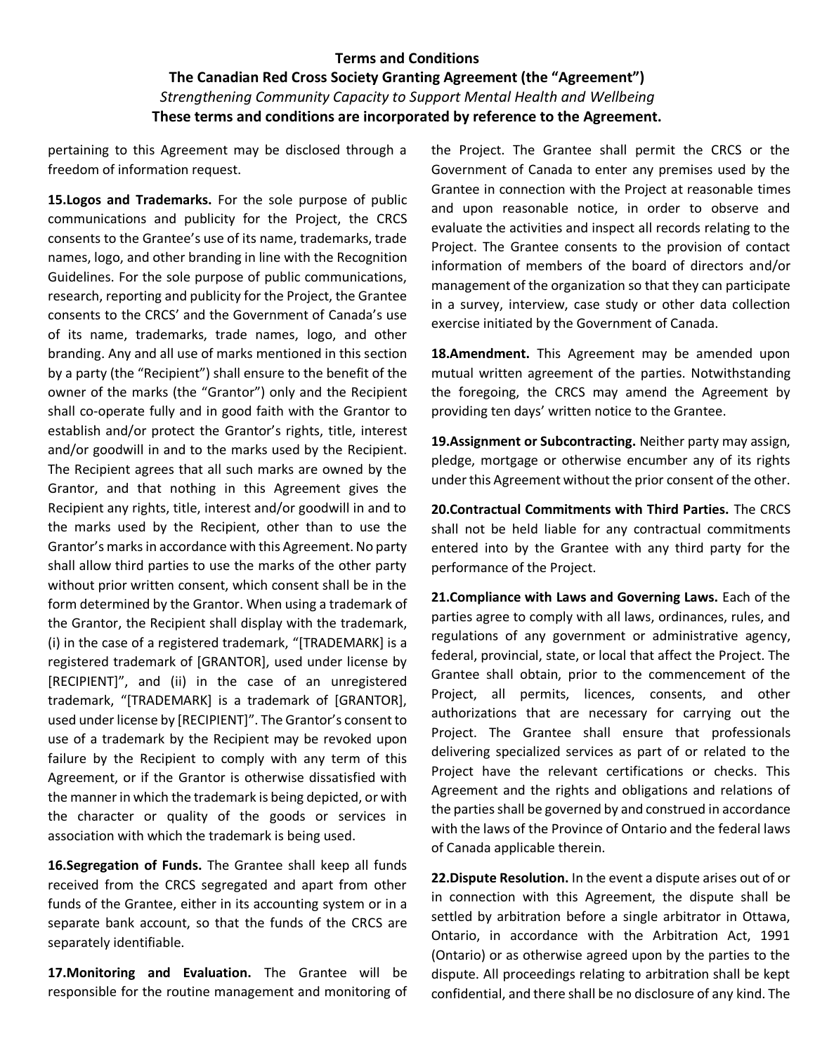pertaining to this Agreement may be disclosed through a freedom of information request.

**15.Logos and Trademarks.** For the sole purpose of public communications and publicity for the Project, the CRCS consents to the Grantee's use of its name, trademarks, trade names, logo, and other branding in line with the Recognition Guidelines. For the sole purpose of public communications, research, reporting and publicity for the Project, the Grantee consents to the CRCS' and the Government of Canada's use of its name, trademarks, trade names, logo, and other branding. Any and all use of marks mentioned in this section by a party (the "Recipient") shall ensure to the benefit of the owner of the marks (the "Grantor") only and the Recipient shall co-operate fully and in good faith with the Grantor to establish and/or protect the Grantor's rights, title, interest and/or goodwill in and to the marks used by the Recipient. The Recipient agrees that all such marks are owned by the Grantor, and that nothing in this Agreement gives the Recipient any rights, title, interest and/or goodwill in and to the marks used by the Recipient, other than to use the Grantor's marks in accordance with this Agreement. No party shall allow third parties to use the marks of the other party without prior written consent, which consent shall be in the form determined by the Grantor. When using a trademark of the Grantor, the Recipient shall display with the trademark, (i) in the case of a registered trademark, "[TRADEMARK] is a registered trademark of [GRANTOR], used under license by [RECIPIENT]", and (ii) in the case of an unregistered trademark, "[TRADEMARK] is a trademark of [GRANTOR], used under license by [RECIPIENT]". The Grantor's consent to use of a trademark by the Recipient may be revoked upon failure by the Recipient to comply with any term of this Agreement, or if the Grantor is otherwise dissatisfied with the manner in which the trademark is being depicted, or with the character or quality of the goods or services in association with which the trademark is being used.

**16.Segregation of Funds.** The Grantee shall keep all funds received from the CRCS segregated and apart from other funds of the Grantee, either in its accounting system or in a separate bank account, so that the funds of the CRCS are separately identifiable.

**17.Monitoring and Evaluation.** The Grantee will be responsible for the routine management and monitoring of the Project. The Grantee shall permit the CRCS or the Government of Canada to enter any premises used by the Grantee in connection with the Project at reasonable times and upon reasonable notice, in order to observe and evaluate the activities and inspect all records relating to the Project. The Grantee consents to the provision of contact information of members of the board of directors and/or management of the organization so that they can participate in a survey, interview, case study or other data collection exercise initiated by the Government of Canada.

**18.Amendment.** This Agreement may be amended upon mutual written agreement of the parties. Notwithstanding the foregoing, the CRCS may amend the Agreement by providing ten days' written notice to the Grantee.

**19.Assignment or Subcontracting.** Neither party may assign, pledge, mortgage or otherwise encumber any of its rights under this Agreement without the prior consent of the other.

**20.Contractual Commitments with Third Parties.** The CRCS shall not be held liable for any contractual commitments entered into by the Grantee with any third party for the performance of the Project.

**21.Compliance with Laws and Governing Laws.** Each of the parties agree to comply with all laws, ordinances, rules, and regulations of any government or administrative agency, federal, provincial, state, or local that affect the Project. The Grantee shall obtain, prior to the commencement of the Project, all permits, licences, consents, and other authorizations that are necessary for carrying out the Project. The Grantee shall ensure that professionals delivering specialized services as part of or related to the Project have the relevant certifications or checks. This Agreement and the rights and obligations and relations of the parties shall be governed by and construed in accordance with the laws of the Province of Ontario and the federal laws of Canada applicable therein.

**22.Dispute Resolution.** In the event a dispute arises out of or in connection with this Agreement, the dispute shall be settled by arbitration before a single arbitrator in Ottawa, Ontario, in accordance with the Arbitration Act, 1991 (Ontario) or as otherwise agreed upon by the parties to the dispute. All proceedings relating to arbitration shall be kept confidential, and there shall be no disclosure of any kind. The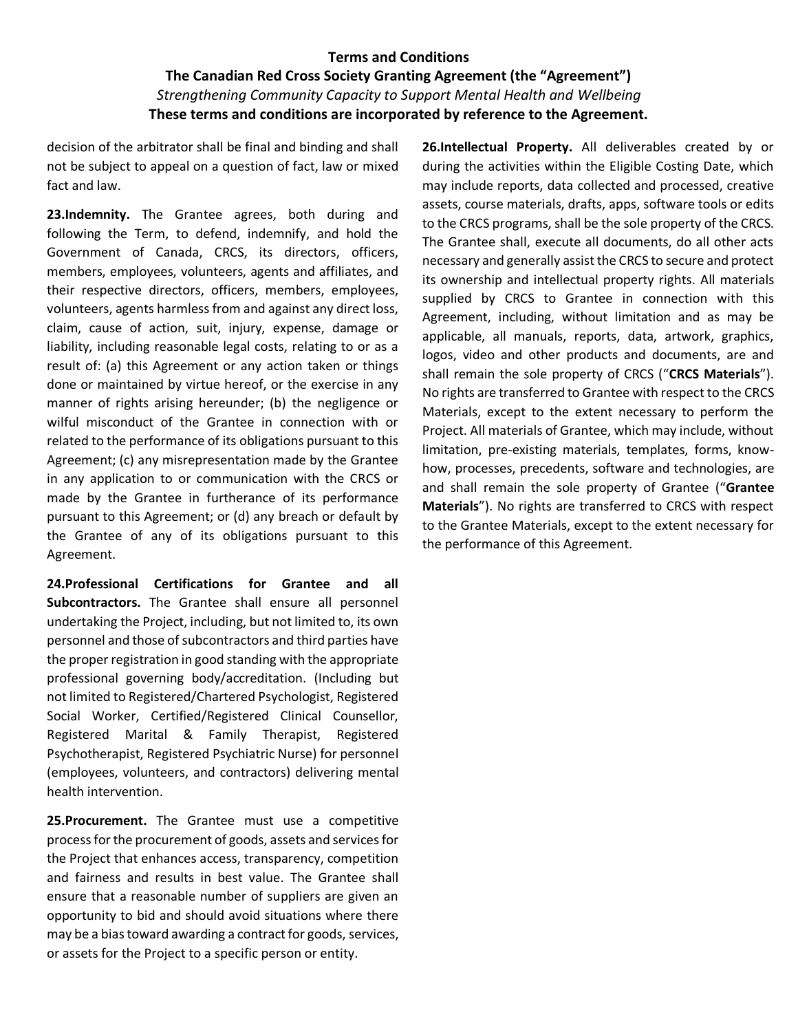decision of the arbitrator shall be final and binding and shall not be subject to appeal on a question of fact, law or mixed fact and law.

**23.Indemnity.** The Grantee agrees, both during and following the Term, to defend, indemnify, and hold the Government of Canada, CRCS, its directors, officers, members, employees, volunteers, agents and affiliates, and their respective directors, officers, members, employees, volunteers, agents harmless from and against any direct loss, claim, cause of action, suit, injury, expense, damage or liability, including reasonable legal costs, relating to or as a result of: (a) this Agreement or any action taken or things done or maintained by virtue hereof, or the exercise in any manner of rights arising hereunder; (b) the negligence or wilful misconduct of the Grantee in connection with or related to the performance of its obligations pursuant to this Agreement; (c) any misrepresentation made by the Grantee in any application to or communication with the CRCS or made by the Grantee in furtherance of its performance pursuant to this Agreement; or (d) any breach or default by the Grantee of any of its obligations pursuant to this Agreement.

**24.Professional Certifications for Grantee and all Subcontractors.** The Grantee shall ensure all personnel undertaking the Project, including, but not limited to, its own personnel and those of subcontractors and third parties have the proper registration in good standing with the appropriate professional governing body/accreditation. (Including but not limited to Registered/Chartered Psychologist, Registered Social Worker, Certified/Registered Clinical Counsellor, Registered Marital & Family Therapist, Registered Psychotherapist, Registered Psychiatric Nurse) for personnel (employees, volunteers, and contractors) delivering mental health intervention.

**25.Procurement.** The Grantee must use a competitive process for the procurement of goods, assets and services for the Project that enhances access, transparency, competition and fairness and results in best value. The Grantee shall ensure that a reasonable number of suppliers are given an opportunity to bid and should avoid situations where there may be a bias toward awarding a contract for goods, services, or assets for the Project to a specific person or entity.

**26.Intellectual Property.** All deliverables created by or during the activities within the Eligible Costing Date, which may include reports, data collected and processed, creative assets, course materials, drafts, apps, software tools or edits to the CRCS programs, shall be the sole property of the CRCS. The Grantee shall, execute all documents, do all other acts necessary and generally assist the CRCS to secure and protect its ownership and intellectual property rights. All materials supplied by CRCS to Grantee in connection with this Agreement, including, without limitation and as may be applicable, all manuals, reports, data, artwork, graphics, logos, video and other products and documents, are and shall remain the sole property of CRCS ("**CRCS Materials**"). No rights are transferred to Grantee with respect to the CRCS Materials, except to the extent necessary to perform the Project. All materials of Grantee, which may include, without limitation, pre-existing materials, templates, forms, know-how, processes, precedents, software and technologies, are and shall remain the sole property of Grantee ("**Grantee Materials**"). No rights are transferred to CRCS with respect to the Grantee Materials, except to the extent necessary for the performance of this Agreement.